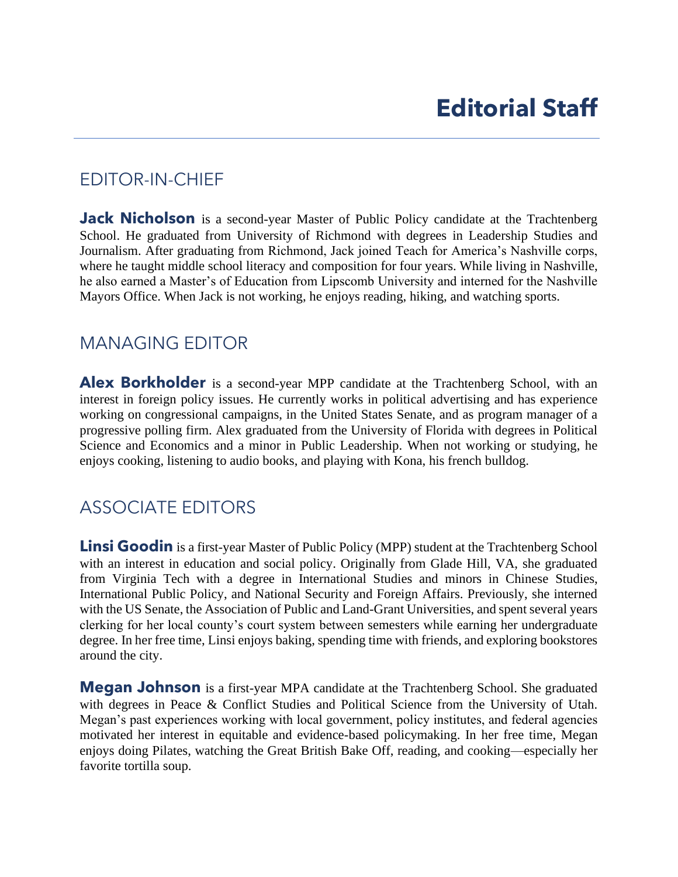# Editorial Staff

## EDITOR-IN-CHIEF

**Jack Nicholson** is a second-year Master of Public Policy candidate at the Trachtenberg School. He graduated from University of Richmond with degrees in Leadership Studies and Journalism. After graduating from Richmond, Jack joined Teach for America's Nashville corps, where he taught middle school literacy and composition for four years. While living in Nashville, he also earned a Master's of Education from Lipscomb University and interned for the Nashville Mayors Office. When Jack is not working, he enjoys reading, hiking, and watching sports.

## MANAGING EDITOR

**Alex Borkholder** is a second-year MPP candidate at the Trachtenberg School, with an interest in foreign policy issues. He currently works in political advertising and has experience working on congressional campaigns, in the United States Senate, and as program manager of a progressive polling firm. Alex graduated from the University of Florida with degrees in Political Science and Economics and a minor in Public Leadership. When not working or studying, he enjoys cooking, listening to audio books, and playing with Kona, his french bulldog.

## ASSOCIATE EDITORS

**Linsi Goodin** is a first-year Master of Public Policy (MPP) student at the Trachtenberg School with an interest in education and social policy. Originally from Glade Hill, VA, she graduated from Virginia Tech with a degree in International Studies and minors in Chinese Studies, International Public Policy, and National Security and Foreign Affairs. Previously, she interned with the US Senate, the Association of Public and Land-Grant Universities, and spent several years clerking for her local county's court system between semesters while earning her undergraduate degree. In her free time, Linsi enjoys baking, spending time with friends, and exploring bookstores around the city.

**Megan Johnson** is a first-year MPA candidate at the Trachtenberg School. She graduated with degrees in Peace & Conflict Studies and Political Science from the University of Utah. Megan's past experiences working with local government, policy institutes, and federal agencies motivated her interest in equitable and evidence-based policymaking. In her free time, Megan enjoys doing Pilates, watching the Great British Bake Off, reading, and cooking—especially her favorite tortilla soup.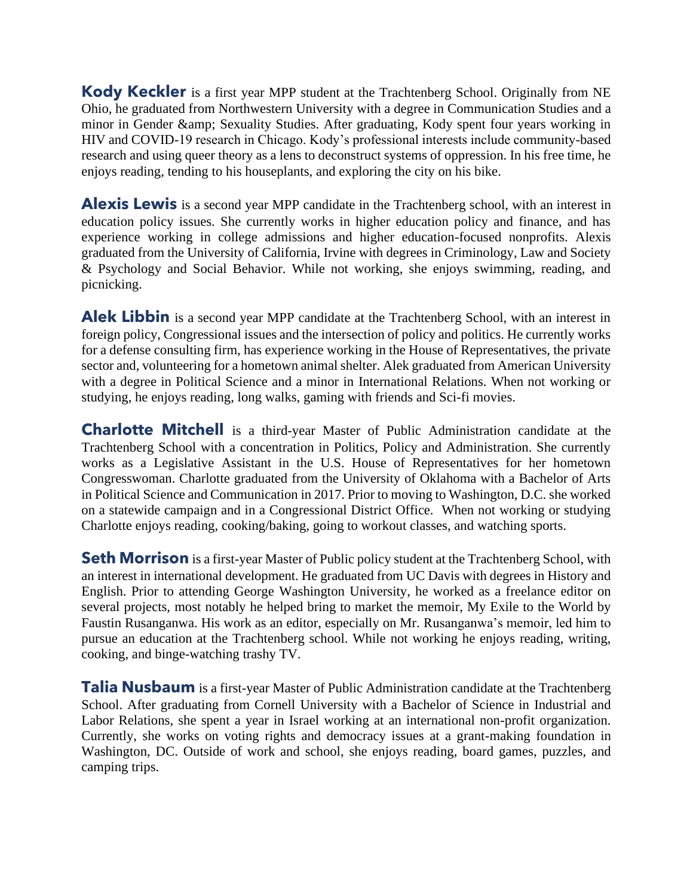**Kody Keckler** is a first year MPP student at the Trachtenberg School. Originally from NE Ohio, he graduated from Northwestern University with a degree in Communication Studies and a minor in Gender &amp; Sexuality Studies. After graduating, Kody spent four years working in HIV and COVID-19 research in Chicago. Kody's professional interests include community-based research and using queer theory as a lens to deconstruct systems of oppression. In his free time, he enjoys reading, tending to his houseplants, and exploring the city on his bike.

**Alexis Lewis** is a second year MPP candidate in the Trachtenberg school, with an interest in education policy issues. She currently works in higher education policy and finance, and has experience working in college admissions and higher education-focused nonprofits. Alexis graduated from the University of California, Irvine with degrees in Criminology, Law and Society & Psychology and Social Behavior. While not working, she enjoys swimming, reading, and picnicking.

**Alek Libbin** is a second year MPP candidate at the Trachtenberg School, with an interest in foreign policy, Congressional issues and the intersection of policy and politics. He currently works for a defense consulting firm, has experience working in the House of Representatives, the private sector and, volunteering for a hometown animal shelter. Alek graduated from American University with a degree in Political Science and a minor in International Relations. When not working or studying, he enjoys reading, long walks, gaming with friends and Sci-fi movies.

**Charlotte Mitchell** is a third-year Master of Public Administration candidate at the Trachtenberg School with a concentration in Politics, Policy and Administration. She currently works as a Legislative Assistant in the U.S. House of Representatives for her hometown Congresswoman. Charlotte graduated from the University of Oklahoma with a Bachelor of Arts in Political Science and Communication in 2017. Prior to moving to Washington, D.C. she worked on a statewide campaign and in a Congressional District Office. When not working or studying Charlotte enjoys reading, cooking/baking, going to workout classes, and watching sports.

**Seth Morrison** is a first-year Master of Public policy student at the Trachtenberg School, with an interest in international development. He graduated from UC Davis with degrees in History and English. Prior to attending George Washington University, he worked as a freelance editor on several projects, most notably he helped bring to market the memoir, My Exile to the World by Faustin Rusanganwa. His work as an editor, especially on Mr. Rusanganwa's memoir, led him to pursue an education at the Trachtenberg school. While not working he enjoys reading, writing, cooking, and binge-watching trashy TV.

**Talia Nusbaum** is a first-year Master of Public Administration candidate at the Trachtenberg School. After graduating from Cornell University with a Bachelor of Science in Industrial and Labor Relations, she spent a year in Israel working at an international non-profit organization. Currently, she works on voting rights and democracy issues at a grant-making foundation in Washington, DC. Outside of work and school, she enjoys reading, board games, puzzles, and camping trips.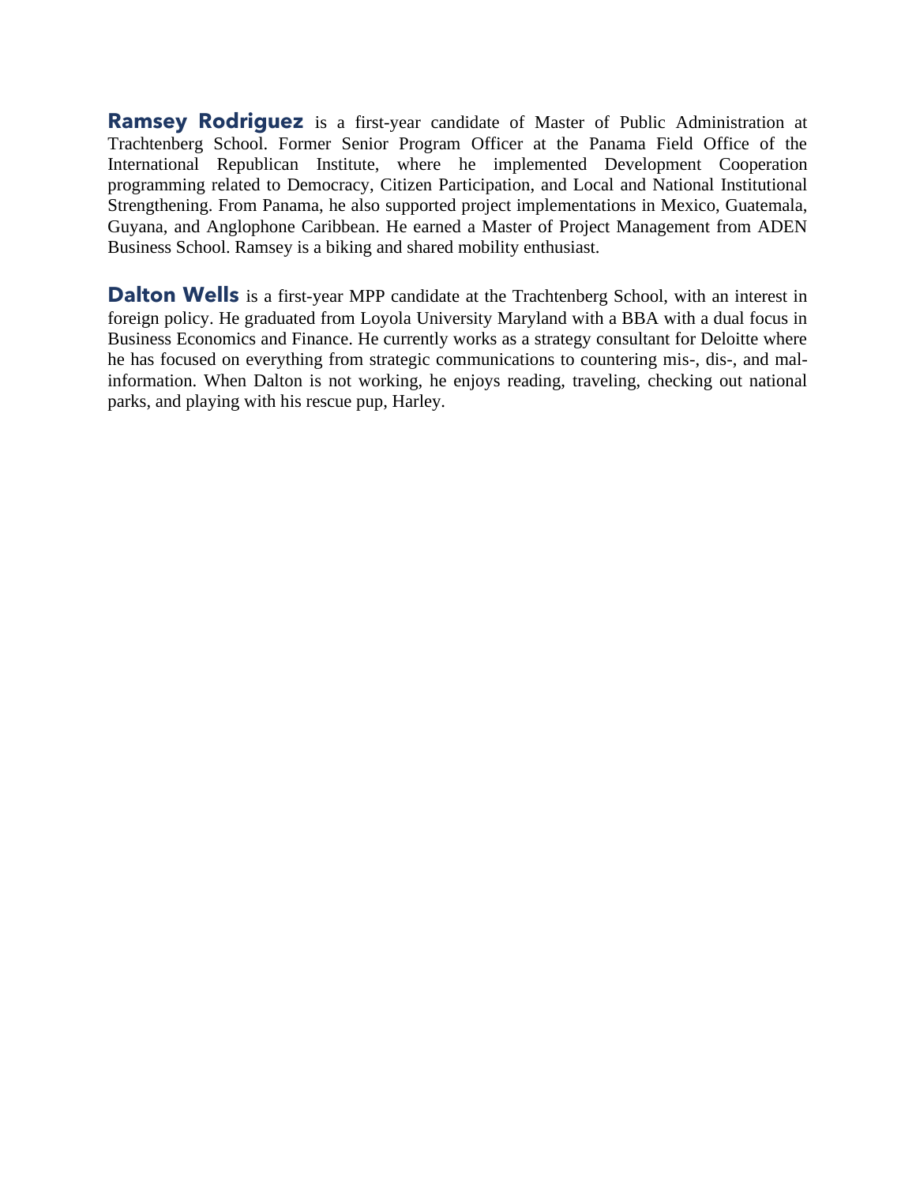**Ramsey Rodriguez** is a first-year candidate of Master of Public Administration at Trachtenberg School. Former Senior Program Officer at the Panama Field Office of the International Republican Institute, where he implemented Development Cooperation programming related to Democracy, Citizen Participation, and Local and National Institutional Strengthening. From Panama, he also supported project implementations in Mexico, Guatemala, Guyana, and Anglophone Caribbean. He earned a Master of Project Management from ADEN Business School. Ramsey is a biking and shared mobility enthusiast.

**Dalton Wells** is a first-year MPP candidate at the Trachtenberg School, with an interest in foreign policy. He graduated from Loyola University Maryland with a BBA with a dual focus in Business Economics and Finance. He currently works as a strategy consultant for Deloitte where he has focused on everything from strategic communications to countering mis-, dis-, and mal-information. When Dalton is not working, he enjoys reading, traveling, checking out national parks, and playing with his rescue pup, Harley.